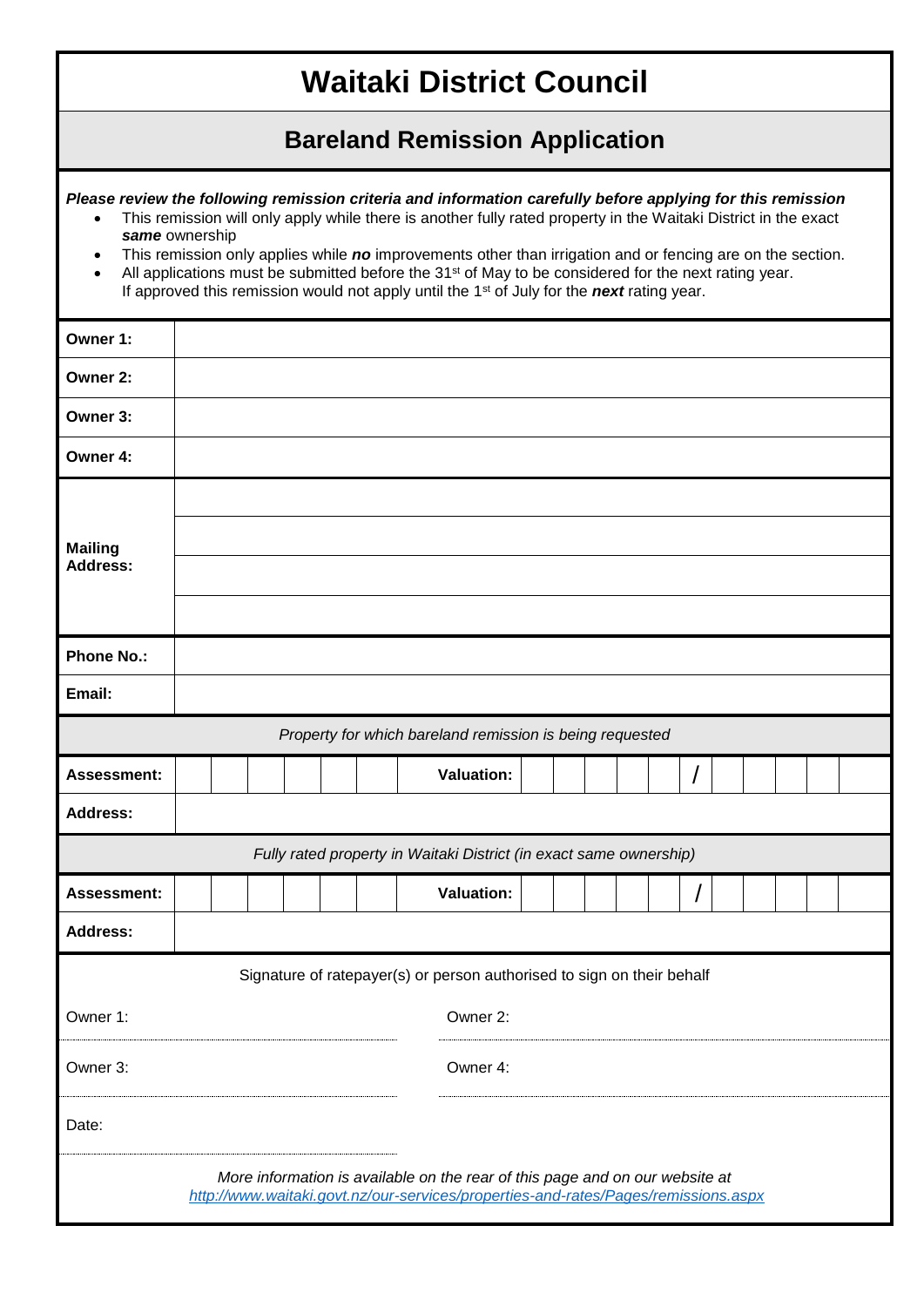# Waitaki District Council

## Bareland Remission Application

***Please review the following remission criteria and information carefully before applying for this remission***

- This remission will only apply while there is another fully rated property in the Waitaki District in the exact ***same*** ownership
- This remission only applies while ***no*** improvements other than irrigation and or fencing are on the section.
- All applications must be submitted before the 31st of May to be considered for the next rating year. If approved this remission would not apply until the 1st of July for the ***next*** rating year.

| | |
|---|---|
| **Owner 1:** | |
| **Owner 2:** | |
| **Owner 3:** | |
| **Owner 4:** | |
| **Mailing Address:** | |
| | |
| | |
| | |
| **Phone No.:** | |
| **Email:** | |

*Property for which bareland remission is being requested*

| | | | | | | | | | | | | | / | | | | | |
|---|---|---|---|---|---|---|---|---|---|---|---|---|---|---|---|---|---|---|
| **Assessment:** | | | | | | | **Valuation:** | | | | | | / | | | | | |
| **Address:** | | | | | | | | | | | | | | | | | | |

*Fully rated property in Waitaki District (in exact same ownership)*

| | | | | | | | | | | | | | | | | | | |
|---|---|---|---|---|---|---|---|---|---|---|---|---|---|---|---|---|---|---|
| **Assessment:** | | | | | | | **Valuation:** | | | | | | / | | | | | |
| **Address:** | | | | | | | | | | | | | | | | | | |

Signature of ratepayer(s) or person authorised to sign on their behalf

Owner 1: .................................................. Owner 2: ..................................................

Owner 3: .................................................. Owner 4: ..................................................

Date: ..................................................

*More information is available on the rear of this page and on our website at [http://www.waitaki.govt.nz/our-services/properties-and-rates/Pages/remissions.aspx](http://www.waitaki.govt.nz/our-services/properties-and-rates/Pages/remissions.aspx)*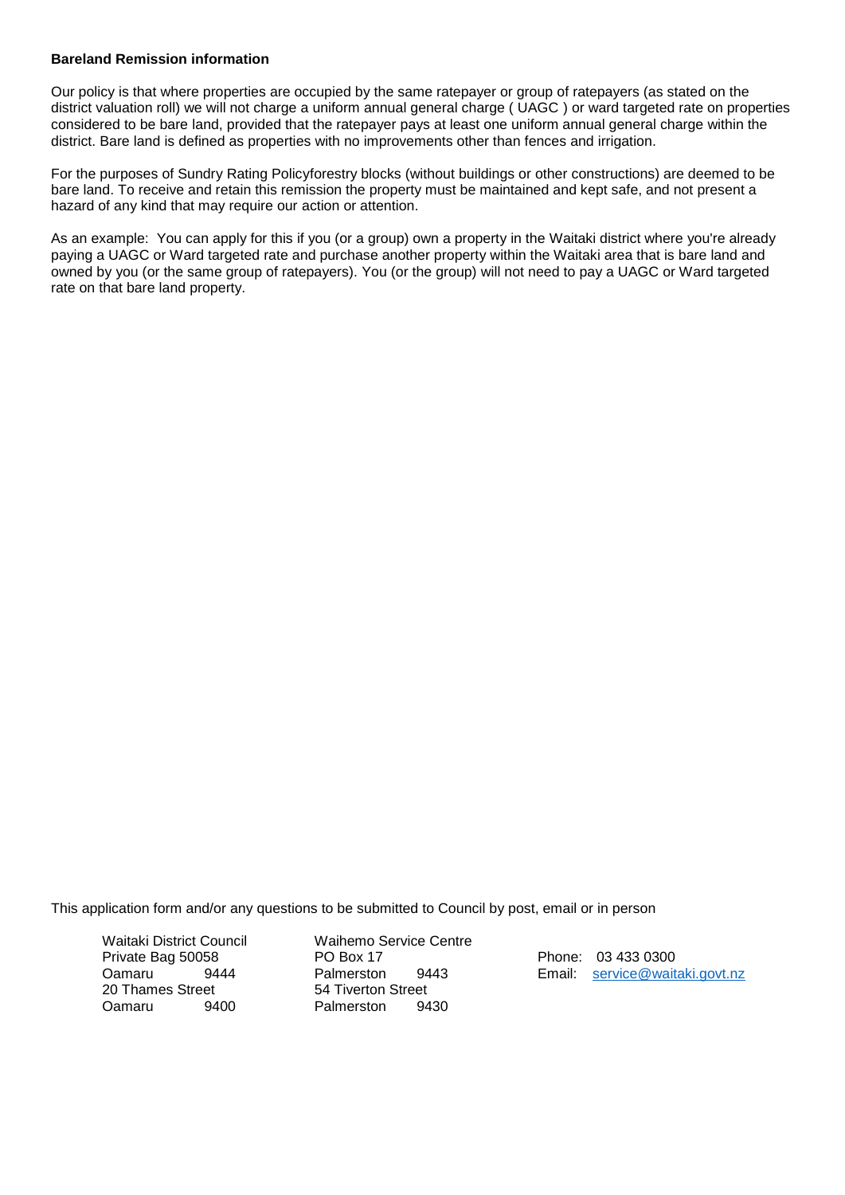**Bareland Remission information**

Our policy is that where properties are occupied by the same ratepayer or group of ratepayers (as stated on the district valuation roll) we will not charge a uniform annual general charge ( UAGC ) or ward targeted rate on properties considered to be bare land, provided that the ratepayer pays at least one uniform annual general charge within the district. Bare land is defined as properties with no improvements other than fences and irrigation.

For the purposes of Sundry Rating Policyforestry blocks (without buildings or other constructions) are deemed to be bare land. To receive and retain this remission the property must be maintained and kept safe, and not present a hazard of any kind that may require our action or attention.

As an example: You can apply for this if you (or a group) own a property in the Waitaki district where you're already paying a UAGC or Ward targeted rate and purchase another property within the Waitaki area that is bare land and owned by you (or the same group of ratepayers). You (or the group) will not need to pay a UAGC or Ward targeted rate on that bare land property.

This application form and/or any questions to be submitted to Council by post, email or in person

Waitaki District Council
Private Bag 50058
Oamaru 9444
20 Thames Street
Oamaru 9400

Waihemo Service Centre
PO Box 17
Palmerston 9443
54 Tiverton Street
Palmerston 9430

Phone: 03 433 0300
Email: service@waitaki.govt.nz